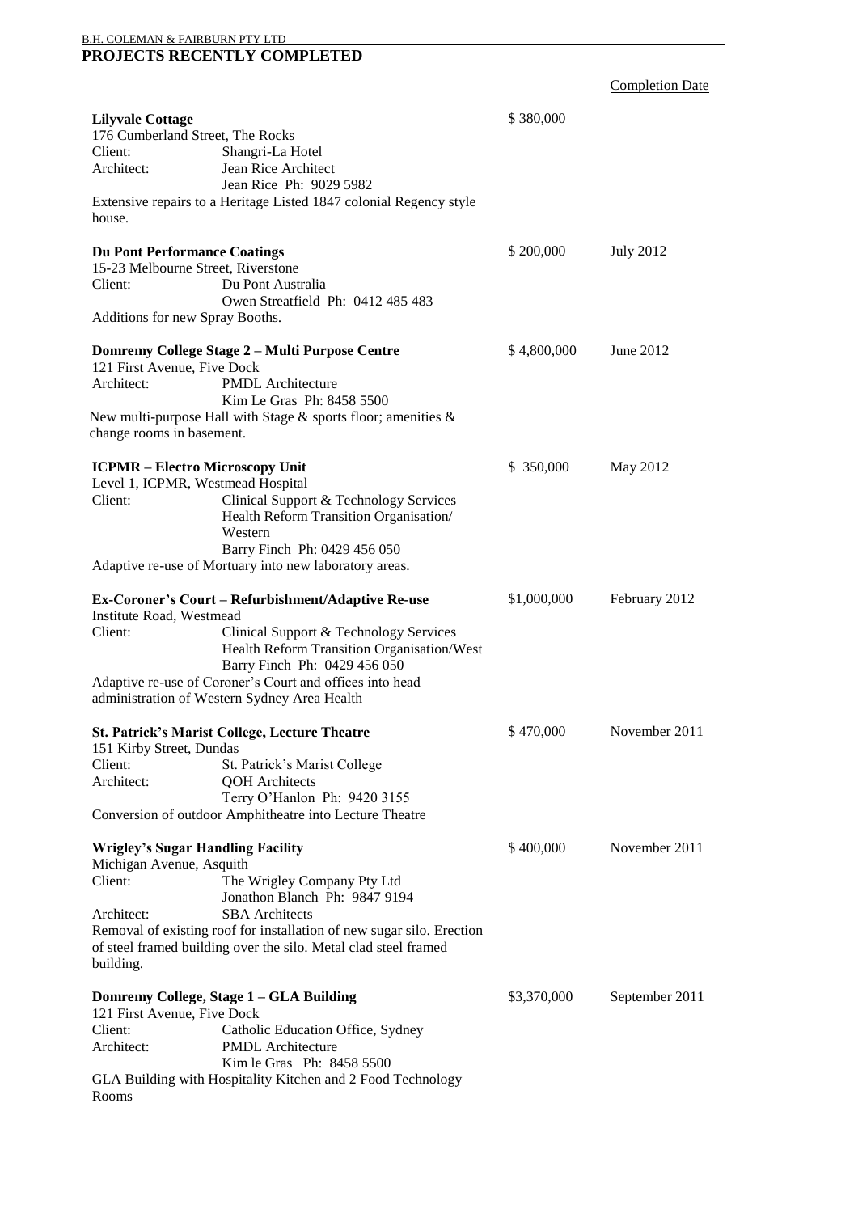B.H. COLEMAN & FAIRBURN PTY LTD

# PROJECTS RECENTLY COMPLETED

Completion Date

**Lilyvale Cottage** — $ 380,000

176 Cumberland Street, The Rocks

Client: Shangri-La Hotel

Architect: Jean Rice Architect

Jean Rice Ph: 9029 5982

Extensive repairs to a Heritage Listed 1847 colonial Regency style house.

**Du Pont Performance Coatings** — $ 200,000 — July 2012

15-23 Melbourne Street, Riverstone

Client: Du Pont Australia

Owen Streatfield Ph: 0412 485 483

Additions for new Spray Booths.

**Domremy College Stage 2 – Multi Purpose Centre** — $ 4,800,000 — June 2012

121 First Avenue, Five Dock

Architect: PMDL Architecture

Kim Le Gras Ph: 8458 5500

New multi-purpose Hall with Stage & sports floor; amenities & change rooms in basement.

**ICPMR – Electro Microscopy Unit** — $ 350,000 — May 2012

Level 1, ICPMR, Westmead Hospital

Client: Clinical Support & Technology Services Health Reform Transition Organisation/ Western

Barry Finch Ph: 0429 456 050

Adaptive re-use of Mortuary into new laboratory areas.

**Ex-Coroner's Court – Refurbishment/Adaptive Re-use** — $1,000,000 — February 2012

Institute Road, Westmead

Client: Clinical Support & Technology Services Health Reform Transition Organisation/West

Barry Finch Ph: 0429 456 050

Adaptive re-use of Coroner's Court and offices into head administration of Western Sydney Area Health

**St. Patrick's Marist College, Lecture Theatre** — $ 470,000 — November 2011

151 Kirby Street, Dundas

Client: St. Patrick's Marist College

Architect: QOH Architects

Terry O'Hanlon Ph: 9420 3155

Conversion of outdoor Amphitheatre into Lecture Theatre

**Wrigley's Sugar Handling Facility** — $ 400,000 — November 2011

Michigan Avenue, Asquith

Client: The Wrigley Company Pty Ltd

Jonathon Blanch Ph: 9847 9194

Architect: SBA Architects

Removal of existing roof for installation of new sugar silo. Erection of steel framed building over the silo. Metal clad steel framed building.

**Domremy College, Stage 1 – GLA Building** — $3,370,000 — September 2011

121 First Avenue, Five Dock

Client: Catholic Education Office, Sydney

Architect: PMDL Architecture

Kim le Gras Ph: 8458 5500

GLA Building with Hospitality Kitchen and 2 Food Technology Rooms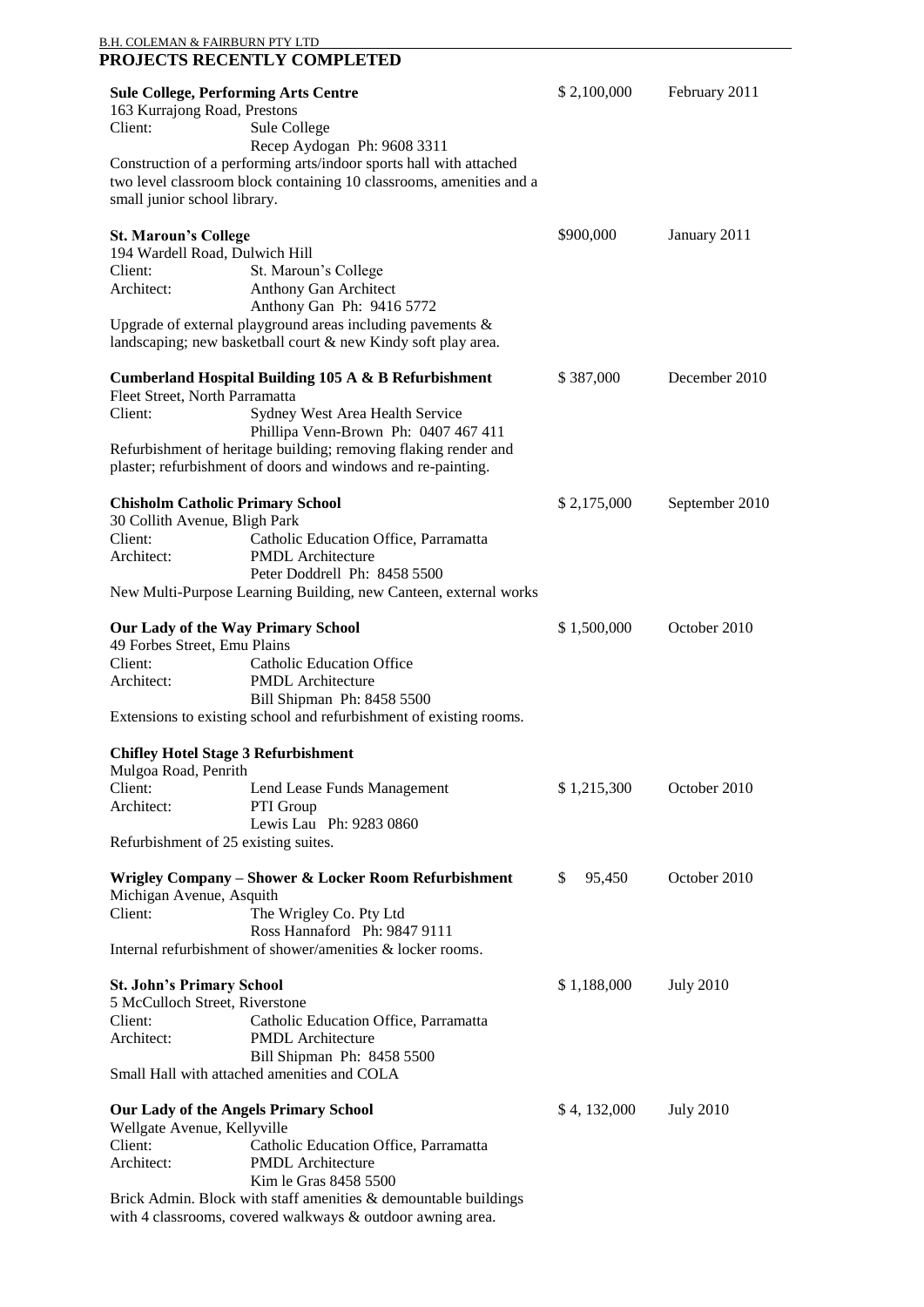B.H. COLEMAN & FAIRBURN PTY LTD

## PROJECTS RECENTLY COMPLETED

**Sule College, Performing Arts Centre** — $ 2,100,000 — February 2011
163 Kurrajong Road, Prestons
Client: Sule College
Recep Aydogan Ph: 9608 3311
Construction of a performing arts/indoor sports hall with attached two level classroom block containing 10 classrooms, amenities and a small junior school library.

**St. Maroun's College** — $900,000 — January 2011
194 Wardell Road, Dulwich Hill
Client: St. Maroun's College
Architect: Anthony Gan Architect
Anthony Gan Ph: 9416 5772
Upgrade of external playground areas including pavements & landscaping; new basketball court & new Kindy soft play area.

**Cumberland Hospital Building 105 A & B Refurbishment** — $ 387,000 — December 2010
Fleet Street, North Parramatta
Client: Sydney West Area Health Service
Phillipa Venn-Brown Ph: 0407 467 411
Refurbishment of heritage building; removing flaking render and plaster; refurbishment of doors and windows and re-painting.

**Chisholm Catholic Primary School** — $ 2,175,000 — September 2010
30 Collith Avenue, Bligh Park
Client: Catholic Education Office, Parramatta
Architect: PMDL Architecture
Peter Doddrell Ph: 8458 5500
New Multi-Purpose Learning Building, new Canteen, external works

**Our Lady of the Way Primary School** — $ 1,500,000 — October 2010
49 Forbes Street, Emu Plains
Client: Catholic Education Office
Architect: PMDL Architecture
Bill Shipman Ph: 8458 5500
Extensions to existing school and refurbishment of existing rooms.

**Chifley Hotel Stage 3 Refurbishment**
Mulgoa Road, Penrith
Client: Lend Lease Funds Management — $ 1,215,300 — October 2010
Architect: PTI Group
Lewis Lau Ph: 9283 0860
Refurbishment of 25 existing suites.

**Wrigley Company – Shower & Locker Room Refurbishment** — $ 95,450 — October 2010
Michigan Avenue, Asquith
Client: The Wrigley Co. Pty Ltd
Ross Hannaford Ph: 9847 9111
Internal refurbishment of shower/amenities & locker rooms.

**St. John's Primary School** — $ 1,188,000 — July 2010
5 McCulloch Street, Riverstone
Client: Catholic Education Office, Parramatta
Architect: PMDL Architecture
Bill Shipman Ph: 8458 5500
Small Hall with attached amenities and COLA

**Our Lady of the Angels Primary School** — $ 4, 132,000 — July 2010
Wellgate Avenue, Kellyville
Client: Catholic Education Office, Parramatta
Architect: PMDL Architecture
Kim le Gras 8458 5500
Brick Admin. Block with staff amenities & demountable buildings with 4 classrooms, covered walkways & outdoor awning area.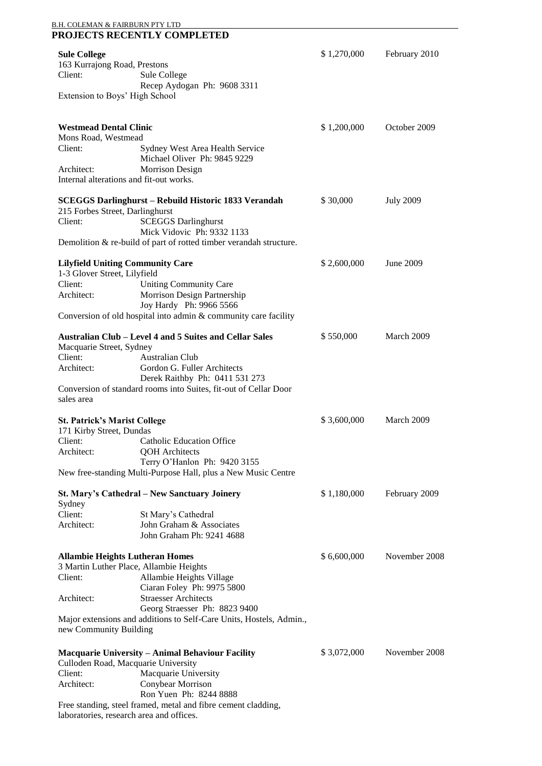## PROJECTS RECENTLY COMPLETED

**Sule College** — $ 1,270,000 — February 2010
163 Kurrajong Road, Prestons
Client: Sule College
Recep Aydogan Ph: 9608 3311
Extension to Boys' High School

**Westmead Dental Clinic** — $ 1,200,000 — October 2009
Mons Road, Westmead
Client: Sydney West Area Health Service
Michael Oliver Ph: 9845 9229
Architect: Morrison Design
Internal alterations and fit-out works.

**SCEGGS Darlinghurst – Rebuild Historic 1833 Verandah** — $ 30,000 — July 2009
215 Forbes Street, Darlinghurst
Client: SCEGGS Darlinghurst
Mick Vidovic Ph: 9332 1133
Demolition & re-build of part of rotted timber verandah structure.

**Lilyfield Uniting Community Care** — $ 2,600,000 — June 2009
1-3 Glover Street, Lilyfield
Client: Uniting Community Care
Architect: Morrison Design Partnership
Joy Hardy Ph: 9966 5566
Conversion of old hospital into admin & community care facility

**Australian Club – Level 4 and 5 Suites and Cellar Sales** — $ 550,000 — March 2009
Macquarie Street, Sydney
Client: Australian Club
Architect: Gordon G. Fuller Architects
Derek Raithby Ph: 0411 531 273
Conversion of standard rooms into Suites, fit-out of Cellar Door sales area

**St. Patrick's Marist College** — $ 3,600,000 — March 2009
171 Kirby Street, Dundas
Client: Catholic Education Office
Architect: QOH Architects
Terry O'Hanlon Ph: 9420 3155
New free-standing Multi-Purpose Hall, plus a New Music Centre

**St. Mary's Cathedral – New Sanctuary Joinery** — $ 1,180,000 — February 2009
Sydney
Client: St Mary's Cathedral
Architect: John Graham & Associates
John Graham Ph: 9241 4688

**Allambie Heights Lutheran Homes** — $ 6,600,000 — November 2008
3 Martin Luther Place, Allambie Heights
Client: Allambie Heights Village
Ciaran Foley Ph: 9975 5800
Architect: Straesser Architects
Georg Straesser Ph: 8823 9400
Major extensions and additions to Self-Care Units, Hostels, Admin., new Community Building

**Macquarie University – Animal Behaviour Facility** — $ 3,072,000 — November 2008
Culloden Road, Macquarie University
Client: Macquarie University
Architect: Conybear Morrison
Ron Yuen Ph: 8244 8888
Free standing, steel framed, metal and fibre cement cladding, laboratories, research area and offices.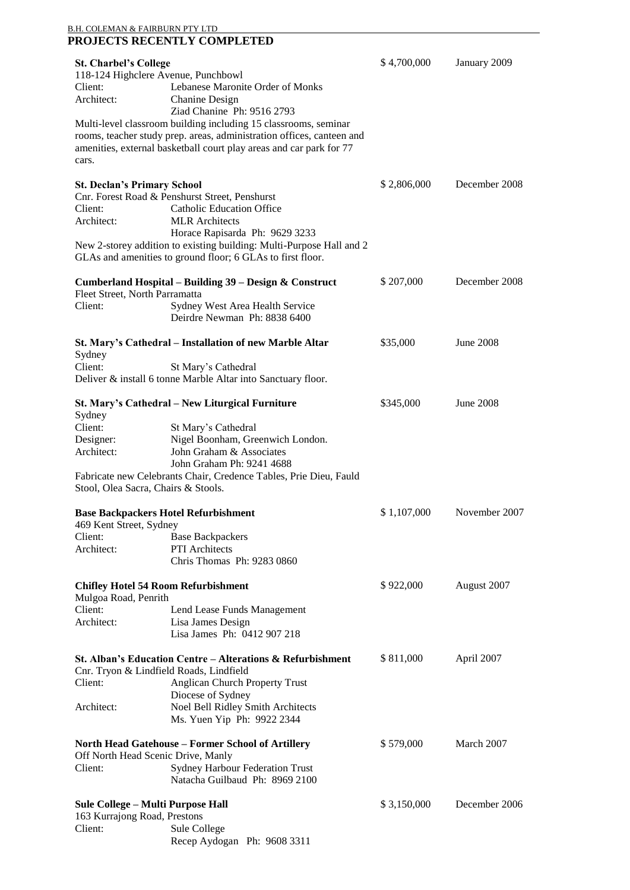## PROJECTS RECENTLY COMPLETED

**St. Charbel's College** — \$ 4,700,000 — January 2009
118-124 Highclere Avenue, Punchbowl
Client: Lebanese Maronite Order of Monks
Architect: Chanine Design
Ziad Chanine Ph: 9516 2793
Multi-level classroom building including 15 classrooms, seminar rooms, teacher study prep. areas, administration offices, canteen and amenities, external basketball court play areas and car park for 77 cars.

**St. Declan's Primary School** — \$ 2,806,000 — December 2008
Cnr. Forest Road & Penshurst Street, Penshurst
Client: Catholic Education Office
Architect: MLR Architects
Horace Rapisarda Ph: 9629 3233
New 2-storey addition to existing building: Multi-Purpose Hall and 2 GLAs and amenities to ground floor; 6 GLAs to first floor.

**Cumberland Hospital – Building 39 – Design & Construct** — \$ 207,000 — December 2008
Fleet Street, North Parramatta
Client: Sydney West Area Health Service
Deirdre Newman Ph: 8838 6400

**St. Mary's Cathedral – Installation of new Marble Altar** — \$35,000 — June 2008
Sydney
Client: St Mary's Cathedral
Deliver & install 6 tonne Marble Altar into Sanctuary floor.

**St. Mary's Cathedral – New Liturgical Furniture** — \$345,000 — June 2008
Sydney
Client: St Mary's Cathedral
Designer: Nigel Boonham, Greenwich London.
Architect: John Graham & Associates
John Graham Ph: 9241 4688
Fabricate new Celebrants Chair, Credence Tables, Prie Dieu, Fauld Stool, Olea Sacra, Chairs & Stools.

**Base Backpackers Hotel Refurbishment** — \$ 1,107,000 — November 2007
469 Kent Street, Sydney
Client: Base Backpackers
Architect: PTI Architects
Chris Thomas Ph: 9283 0860

**Chifley Hotel 54 Room Refurbishment** — \$ 922,000 — August 2007
Mulgoa Road, Penrith
Client: Lend Lease Funds Management
Architect: Lisa James Design
Lisa James Ph: 0412 907 218

**St. Alban's Education Centre – Alterations & Refurbishment** — \$ 811,000 — April 2007
Cnr. Tryon & Lindfield Roads, Lindfield
Client: Anglican Church Property Trust
Diocese of Sydney
Architect: Noel Bell Ridley Smith Architects
Ms. Yuen Yip Ph: 9922 2344

**North Head Gatehouse – Former School of Artillery** — \$ 579,000 — March 2007
Off North Head Scenic Drive, Manly
Client: Sydney Harbour Federation Trust
Natacha Guilbaud Ph: 8969 2100

**Sule College – Multi Purpose Hall** — \$ 3,150,000 — December 2006
163 Kurrajong Road, Prestons
Client: Sule College
Recep Aydogan Ph: 9608 3311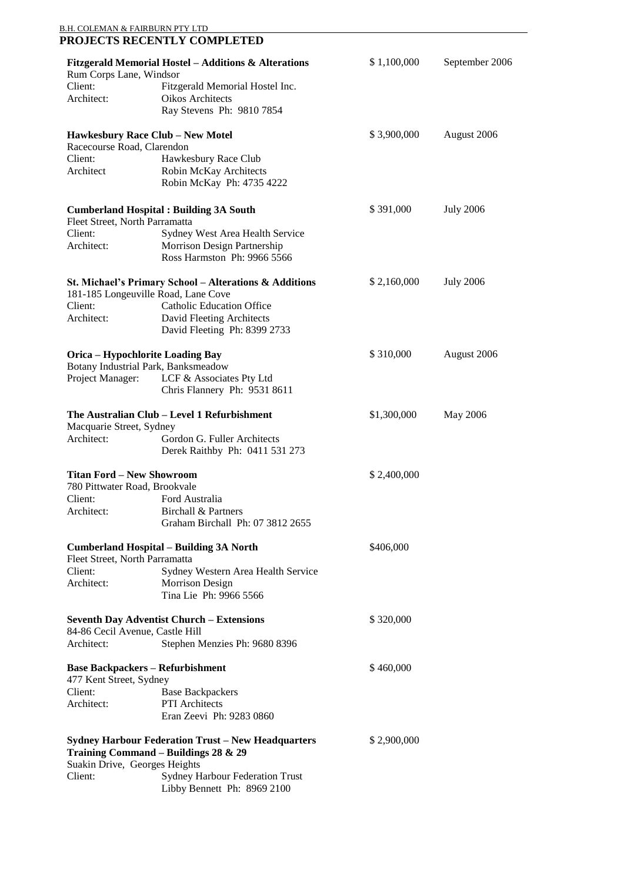## PROJECTS RECENTLY COMPLETED

**Fitzgerald Memorial Hostel – Additions & Alterations** — $ 1,100,000 — September 2006
Rum Corps Lane, Windsor
Client: Fitzgerald Memorial Hostel Inc.
Architect: Oikos Architects
Ray Stevens Ph: 9810 7854

**Hawkesbury Race Club – New Motel** — $ 3,900,000 — August 2006
Racecourse Road, Clarendon
Client: Hawkesbury Race Club
Architect Robin McKay Architects
Robin McKay Ph: 4735 4222

**Cumberland Hospital : Building 3A South** — $ 391,000 — July 2006
Fleet Street, North Parramatta
Client: Sydney West Area Health Service
Architect: Morrison Design Partnership
Ross Harmston Ph: 9966 5566

**St. Michael's Primary School – Alterations & Additions** — $ 2,160,000 — July 2006
181-185 Longeuville Road, Lane Cove
Client: Catholic Education Office
Architect: David Fleeting Architects
David Fleeting Ph: 8399 2733

**Orica – Hypochlorite Loading Bay** — $ 310,000 — August 2006
Botany Industrial Park, Banksmeadow
Project Manager: LCF & Associates Pty Ltd
Chris Flannery Ph: 9531 8611

**The Australian Club – Level 1 Refurbishment** — $1,300,000 — May 2006
Macquarie Street, Sydney
Architect: Gordon G. Fuller Architects
Derek Raithby Ph: 0411 531 273

**Titan Ford – New Showroom** — $ 2,400,000
780 Pittwater Road, Brookvale
Client: Ford Australia
Architect: Birchall & Partners
Graham Birchall Ph: 07 3812 2655

**Cumberland Hospital – Building 3A North** — $406,000
Fleet Street, North Parramatta
Client: Sydney Western Area Health Service
Architect: Morrison Design
Tina Lie Ph: 9966 5566

**Seventh Day Adventist Church – Extensions** — $ 320,000
84-86 Cecil Avenue, Castle Hill
Architect: Stephen Menzies Ph: 9680 8396

**Base Backpackers – Refurbishment** — $ 460,000
477 Kent Street, Sydney
Client: Base Backpackers
Architect: PTI Architects
Eran Zeevi Ph: 9283 0860

**Sydney Harbour Federation Trust – New Headquarters Training Command – Buildings 28 & 29** — $ 2,900,000
Suakin Drive, Georges Heights
Client: Sydney Harbour Federation Trust
Libby Bennett Ph: 8969 2100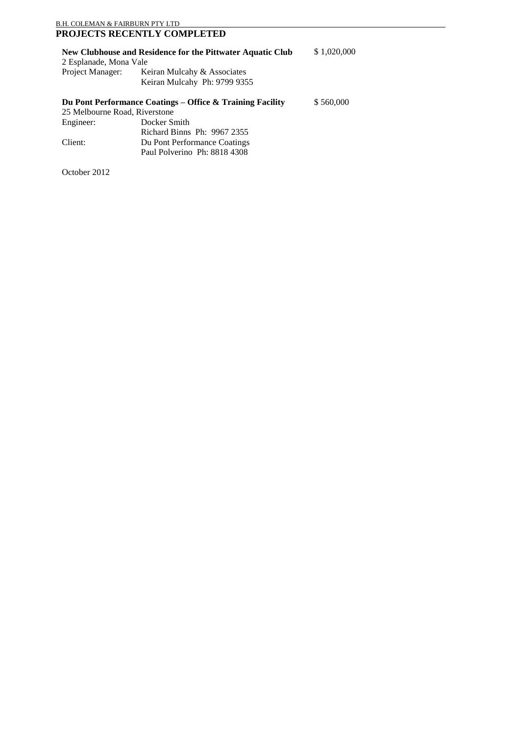## PROJECTS RECENTLY COMPLETED

**New Clubhouse and Residence for the Pittwater Aquatic Club** $ 1,020,000

2 Esplanade, Mona Vale

| | |
|---|---|
| Project Manager: | Keiran Mulcahy & Associates |
| | Keiran Mulcahy Ph: 9799 9355 |

**Du Pont Performance Coatings – Office & Training Facility** $ 560,000

25 Melbourne Road, Riverstone

| | |
|---|---|
| Engineer: | Docker Smith |
| | Richard Binns Ph: 9967 2355 |
| Client: | Du Pont Performance Coatings |
| | Paul Polverino Ph: 8818 4308 |

October 2012